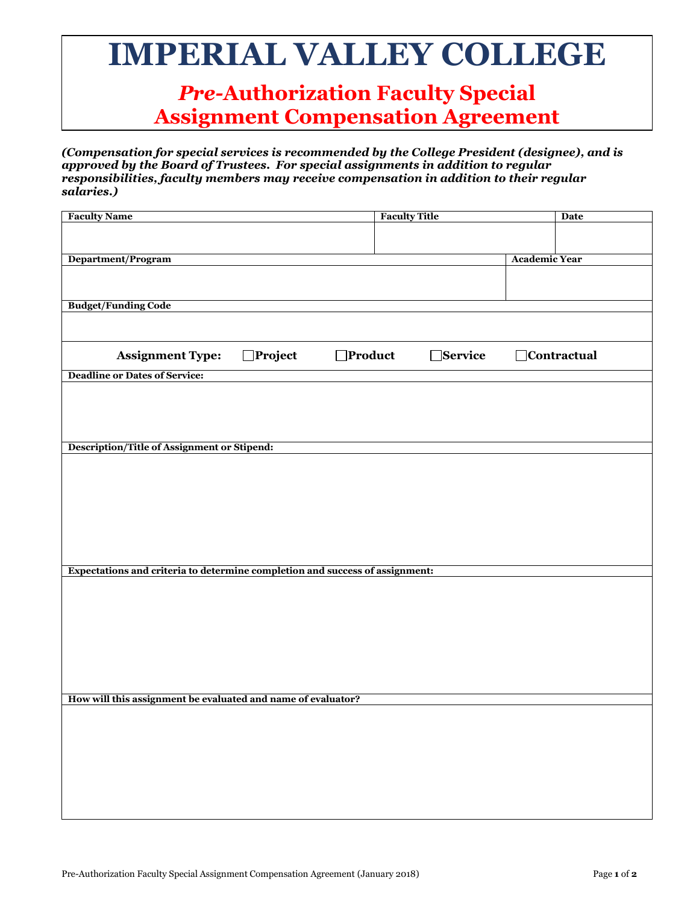# IMPERIAL VALLEY COLLEGE

## *Pre*-Authorization Faculty Special Assignment Compensation Agreement

***(Compensation for special services is recommended by the College President (designee), and is approved by the Board of Trustees. For special assignments in addition to regular responsibilities, faculty members may receive compensation in addition to their regular salaries.)***

| Faculty Name | Faculty Title | Date |
|---|---|---|
| | | |

| Department/Program | Academic Year |
|---|---|
| | |

| Budget/Funding Code |
|---|
| |

**Assignment Type:** ☐ **Project** ☐ **Product** ☐ **Service** ☐ **Contractual**

| Deadline or Dates of Service: |
|---|
| |

| Description/Title of Assignment or Stipend: |
|---|
| |

| Expectations and criteria to determine completion and success of assignment: |
|---|
| |

| How will this assignment be evaluated and name of evaluator? |
|---|
| |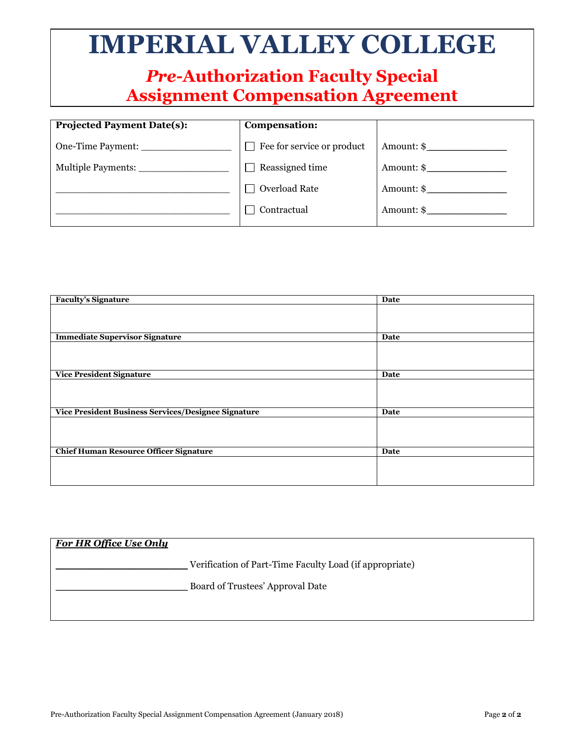# IMPERIAL VALLEY COLLEGE

## *Pre*-Authorization Faculty Special Assignment Compensation Agreement

| **Projected Payment Date(s):** | **Compensation:** | |
|---|---|---|
| One-Time Payment: _______________ | ☐ Fee for service or product | Amount: $_____________ |
| Multiple Payments: _______________ | ☐ Reassigned time | Amount: $_____________ |
| _____________________________ | ☐ Overload Rate | Amount: $_____________ |
| _____________________________ | ☐ Contractual | Amount: $_____________ |

| **Faculty's Signature** | **Date** |
|---|---|
| | |
| **Immediate Supervisor Signature** | **Date** |
| | |
| **Vice President Signature** | **Date** |
| | |
| **Vice President Business Services/Designee Signature** | **Date** |
| | |
| **Chief Human Resource Officer Signature** | **Date** |
| | |

***For HR Office Use Only***

____________________ Verification of Part-Time Faculty Load (if appropriate)

____________________ Board of Trustees' Approval Date